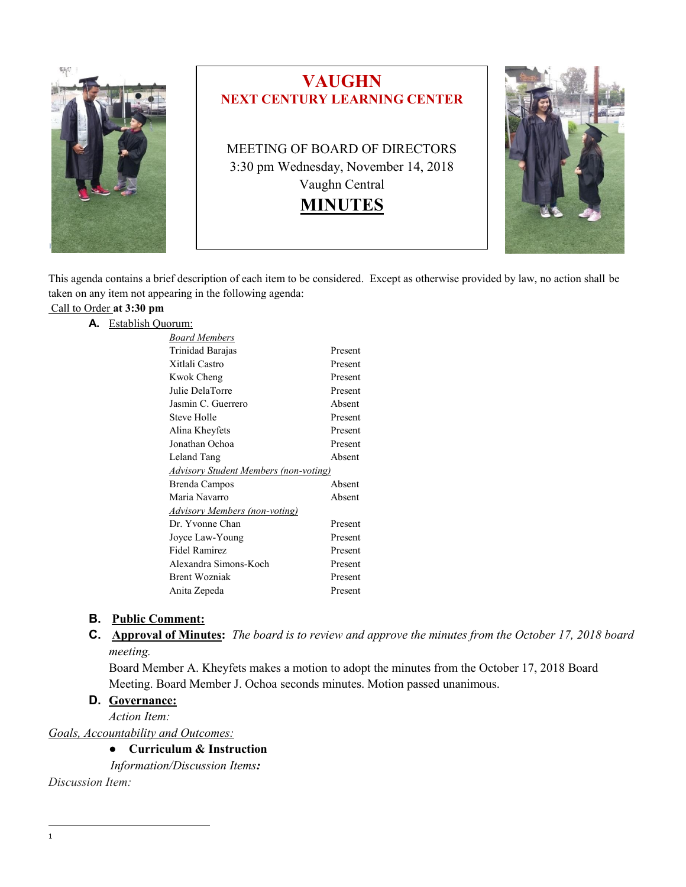# VAUGHN
## NEXT CENTURY LEARNING CENTER

MEETING OF BOARD OF DIRECTORS
3:30 pm Wednesday, November 14, 2018
Vaughn Central

## MINUTES

This agenda contains a brief description of each item to be considered. Except as otherwise provided by law, no action shall be taken on any item not appearing in the following agenda:

Call to Order **at 3:30 pm**

**A.** Establish Quorum:

| *Board Members* | |
|---|---|
| Trinidad Barajas | Present |
| Xitlali Castro | Present |
| Kwok Cheng | Present |
| Julie DelaTorre | Present |
| Jasmin C. Guerrero | Absent |
| Steve Holle | Present |
| Alina Kheyfets | Present |
| Jonathan Ochoa | Present |
| Leland Tang | Absent |
| *Advisory Student Members (non-voting)* | |
| Brenda Campos | Absent |
| Maria Navarro | Absent |
| *Advisory Members (non-voting)* | |
| Dr. Yvonne Chan | Present |
| Joyce Law-Young | Present |
| Fidel Ramirez | Present |
| Alexandra Simons-Koch | Present |
| Brent Wozniak | Present |
| Anita Zepeda | Present |

**B.** **Public Comment:**

**C.** **Approval of Minutes:** *The board is to review and approve the minutes from the October 17, 2018 board meeting.*

Board Member A. Kheyfets makes a motion to adopt the minutes from the October 17, 2018 Board Meeting. Board Member J. Ochoa seconds minutes. Motion passed unanimous.

**D.** **Governance:**

*Action Item:*

*Goals, Accountability and Outcomes:*

- **Curriculum & Instruction**

*Information/Discussion Items:*

*Discussion Item:*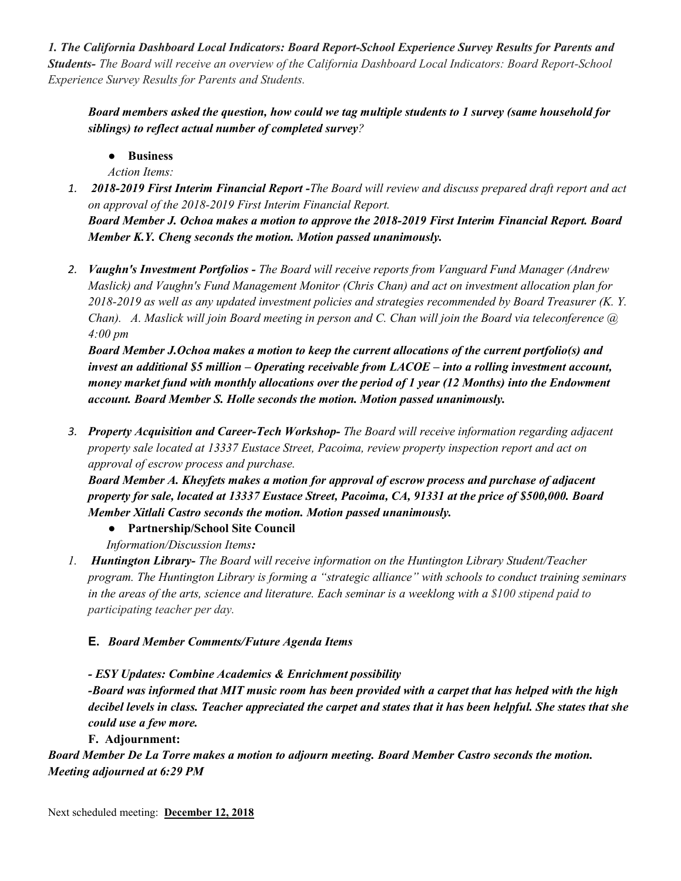*1. The California Dashboard Local Indicators: Board Report-School Experience Survey Results for Parents and Students- The Board will receive an overview of the California Dashboard Local Indicators: Board Report-School Experience Survey Results for Parents and Students.*

***Board members asked the question, how could we tag multiple students to 1 survey (same household for siblings) to reflect actual number of completed survey****?*

- **Business**

*Action Items:*

1. ***2018-2019 First Interim Financial Report -****The Board will review and discuss prepared draft report and act on approval of the 2018-2019 First Interim Financial Report.*
   ***Board Member J. Ochoa makes a motion to approve the 2018-2019 First Interim Financial Report. Board Member K.Y. Cheng seconds the motion. Motion passed unanimously.***

2. ***Vaughn's Investment Portfolios -*** *The Board will receive reports from Vanguard Fund Manager (Andrew Maslick) and Vaughn's Fund Management Monitor (Chris Chan) and act on investment allocation plan for 2018-2019 as well as any updated investment policies and strategies recommended by Board Treasurer (K. Y. Chan). A. Maslick will join Board meeting in person and C. Chan will join the Board via teleconference @ 4:00 pm*
   ***Board Member J.Ochoa makes a motion to keep the current allocations of the current portfolio(s) and invest an additional $5 million – Operating receivable from LACOE – into a rolling investment account, money market fund with monthly allocations over the period of 1 year (12 Months) into the Endowment account. Board Member S. Holle seconds the motion. Motion passed unanimously.***

3. ***Property Acquisition and Career-Tech Workshop-*** *The Board will receive information regarding adjacent property sale located at 13337 Eustace Street, Pacoima, review property inspection report and act on approval of escrow process and purchase.*
   ***Board Member A. Kheyfets makes a motion for approval of escrow process and purchase of adjacent property for sale, located at 13337 Eustace Street, Pacoima, CA, 91331 at the price of $500,000. Board Member Xitlali Castro seconds the motion. Motion passed unanimously.***

- **Partnership/School Site Council**

*Information/Discussion Items:*

1. ***Huntington Library-*** *The Board will receive information on the Huntington Library Student/Teacher program. The Huntington Library is forming a "strategic alliance" with schools to conduct training seminars in the areas of the arts, science and literature. Each seminar is a weeklong with a $100 stipend paid to participating teacher per day.*

**E.** ***Board Member Comments/Future Agenda Items***

***- ESY Updates: Combine Academics & Enrichment possibility***

***-Board was informed that MIT music room has been provided with a carpet that has helped with the high decibel levels in class. Teacher appreciated the carpet and states that it has been helpful. She states that she could use a few more.***

**F. Adjournment:**

***Board Member De La Torre makes a motion to adjourn meeting. Board Member Castro seconds the motion. Meeting adjourned at 6:29 PM***

Next scheduled meeting: **December 12, 2018**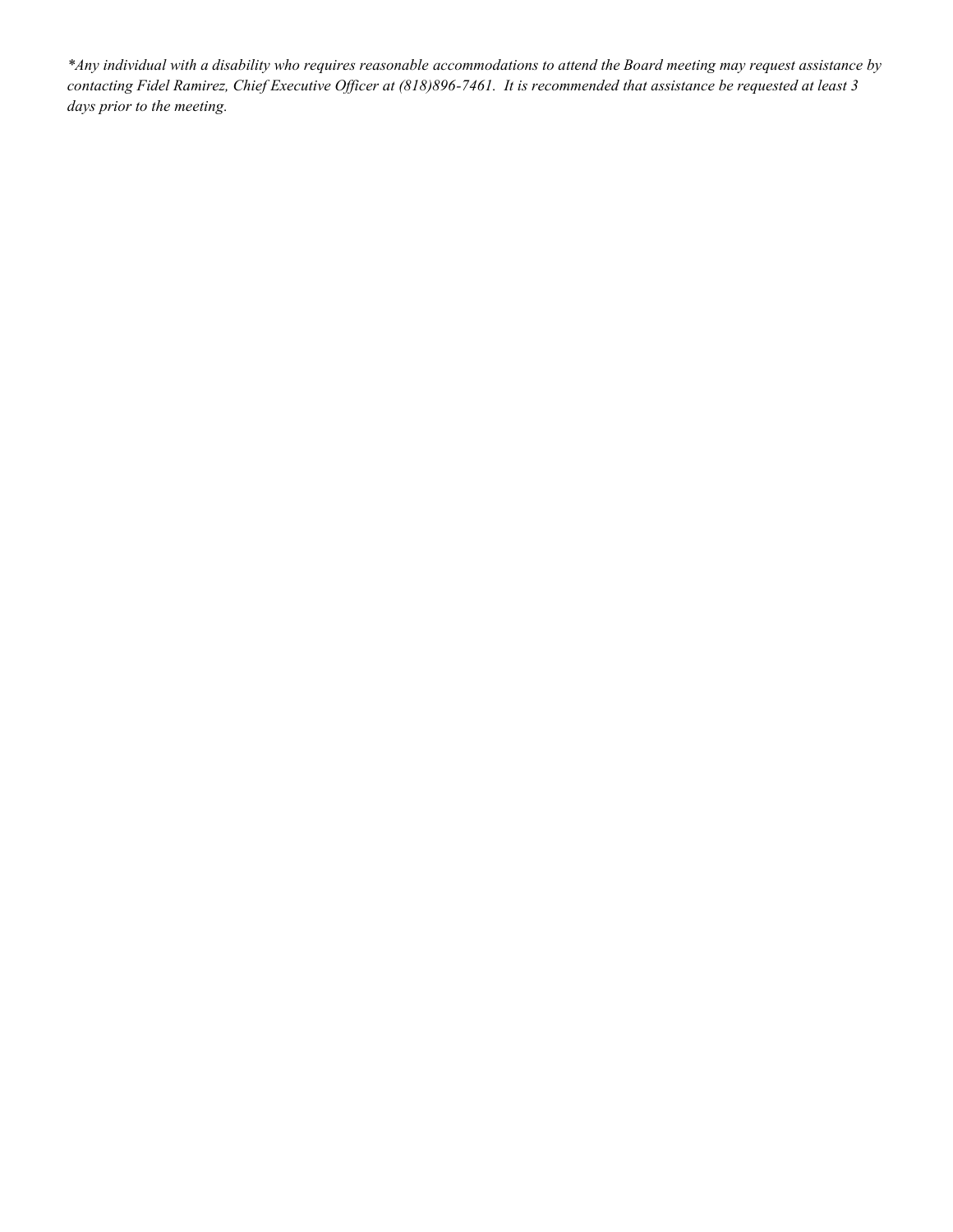*\*Any individual with a disability who requires reasonable accommodations to attend the Board meeting may request assistance by contacting Fidel Ramirez, Chief Executive Officer at (818)896-7461. It is recommended that assistance be requested at least 3 days prior to the meeting.*